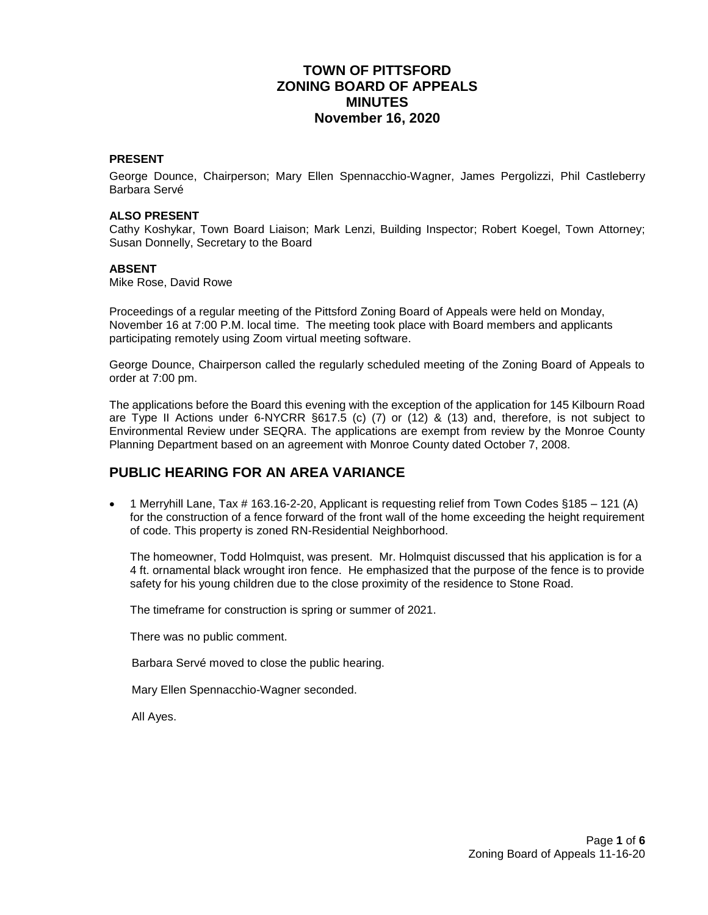# TOWN OF PITTSFORD
# ZONING BOARD OF APPEALS
# MINUTES
# November 16, 2020

**PRESENT**

George Dounce, Chairperson; Mary Ellen Spennacchio-Wagner, James Pergolizzi, Phil Castleberry Barbara Servé

**ALSO PRESENT**

Cathy Koshykar, Town Board Liaison; Mark Lenzi, Building Inspector; Robert Koegel, Town Attorney; Susan Donnelly, Secretary to the Board

**ABSENT**

Mike Rose, David Rowe

Proceedings of a regular meeting of the Pittsford Zoning Board of Appeals were held on Monday, November 16 at 7:00 P.M. local time. The meeting took place with Board members and applicants participating remotely using Zoom virtual meeting software.

George Dounce, Chairperson called the regularly scheduled meeting of the Zoning Board of Appeals to order at 7:00 pm.

The applications before the Board this evening with the exception of the application for 145 Kilbourn Road are Type II Actions under 6-NYCRR §617.5 (c) (7) or (12) & (13) and, therefore, is not subject to Environmental Review under SEQRA. The applications are exempt from review by the Monroe County Planning Department based on an agreement with Monroe County dated October 7, 2008.

## PUBLIC HEARING FOR AN AREA VARIANCE

- 1 Merryhill Lane, Tax # 163.16-2-20, Applicant is requesting relief from Town Codes §185 – 121 (A) for the construction of a fence forward of the front wall of the home exceeding the height requirement of code. This property is zoned RN-Residential Neighborhood.

  The homeowner, Todd Holmquist, was present. Mr. Holmquist discussed that his application is for a 4 ft. ornamental black wrought iron fence. He emphasized that the purpose of the fence is to provide safety for his young children due to the close proximity of the residence to Stone Road.

  The timeframe for construction is spring or summer of 2021.

  There was no public comment.

  Barbara Servé moved to close the public hearing.

  Mary Ellen Spennacchio-Wagner seconded.

  All Ayes.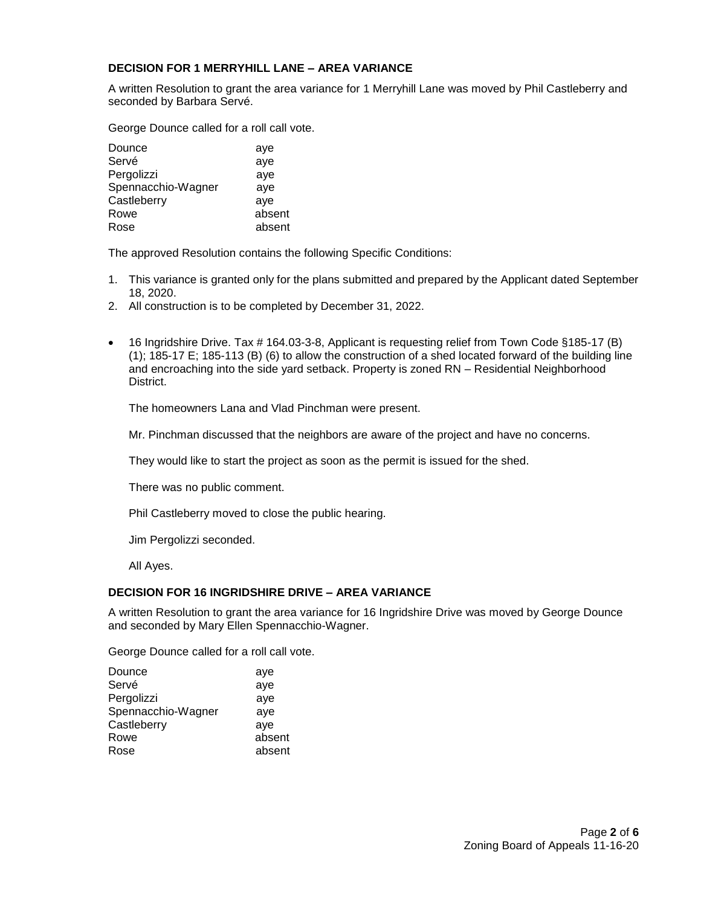**DECISION FOR 1 MERRYHILL LANE – AREA VARIANCE**

A written Resolution to grant the area variance for 1 Merryhill Lane was moved by Phil Castleberry and seconded by Barbara Servé.

George Dounce called for a roll call vote.

| | |
|---|---|
| Dounce | aye |
| Servé | aye |
| Pergolizzi | aye |
| Spennacchio-Wagner | aye |
| Castleberry | aye |
| Rowe | absent |
| Rose | absent |

The approved Resolution contains the following Specific Conditions:

1. This variance is granted only for the plans submitted and prepared by the Applicant dated September 18, 2020.
2. All construction is to be completed by December 31, 2022.

- 16 Ingridshire Drive. Tax # 164.03-3-8, Applicant is requesting relief from Town Code §185-17 (B) (1); 185-17 E; 185-113 (B) (6) to allow the construction of a shed located forward of the building line and encroaching into the side yard setback. Property is zoned RN – Residential Neighborhood District.

  The homeowners Lana and Vlad Pinchman were present.

  Mr. Pinchman discussed that the neighbors are aware of the project and have no concerns.

  They would like to start the project as soon as the permit is issued for the shed.

  There was no public comment.

  Phil Castleberry moved to close the public hearing.

  Jim Pergolizzi seconded.

  All Ayes.

**DECISION FOR 16 INGRIDSHIRE DRIVE – AREA VARIANCE**

A written Resolution to grant the area variance for 16 Ingridshire Drive was moved by George Dounce and seconded by Mary Ellen Spennacchio-Wagner.

George Dounce called for a roll call vote.

| | |
|---|---|
| Dounce | aye |
| Servé | aye |
| Pergolizzi | aye |
| Spennacchio-Wagner | aye |
| Castleberry | aye |
| Rowe | absent |
| Rose | absent |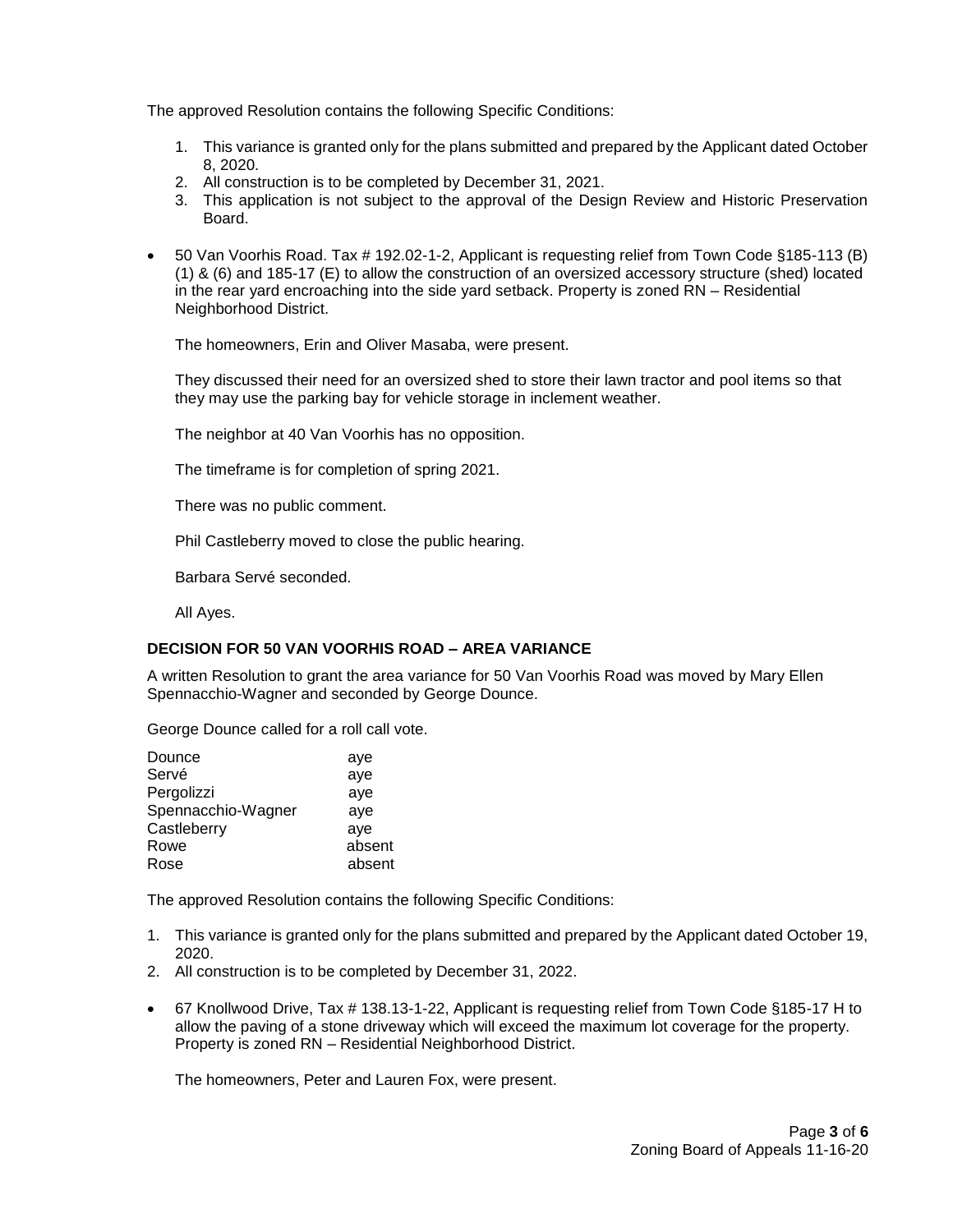The approved Resolution contains the following Specific Conditions:

1. This variance is granted only for the plans submitted and prepared by the Applicant dated October 8, 2020.
2. All construction is to be completed by December 31, 2021.
3. This application is not subject to the approval of the Design Review and Historic Preservation Board.

- 50 Van Voorhis Road. Tax # 192.02-1-2, Applicant is requesting relief from Town Code §185-113 (B) (1) & (6) and 185-17 (E) to allow the construction of an oversized accessory structure (shed) located in the rear yard encroaching into the side yard setback. Property is zoned RN – Residential Neighborhood District.

  The homeowners, Erin and Oliver Masaba, were present.

  They discussed their need for an oversized shed to store their lawn tractor and pool items so that they may use the parking bay for vehicle storage in inclement weather.

  The neighbor at 40 Van Voorhis has no opposition.

  The timeframe is for completion of spring 2021.

  There was no public comment.

  Phil Castleberry moved to close the public hearing.

  Barbara Servé seconded.

  All Ayes.

**DECISION FOR 50 VAN VOORHIS ROAD – AREA VARIANCE**

A written Resolution to grant the area variance for 50 Van Voorhis Road was moved by Mary Ellen Spennacchio-Wagner and seconded by George Dounce.

George Dounce called for a roll call vote.

| | |
|---|---|
| Dounce | aye |
| Servé | aye |
| Pergolizzi | aye |
| Spennacchio-Wagner | aye |
| Castleberry | aye |
| Rowe | absent |
| Rose | absent |

The approved Resolution contains the following Specific Conditions:

1. This variance is granted only for the plans submitted and prepared by the Applicant dated October 19, 2020.
2. All construction is to be completed by December 31, 2022.

- 67 Knollwood Drive, Tax # 138.13-1-22, Applicant is requesting relief from Town Code §185-17 H to allow the paving of a stone driveway which will exceed the maximum lot coverage for the property. Property is zoned RN – Residential Neighborhood District.

  The homeowners, Peter and Lauren Fox, were present.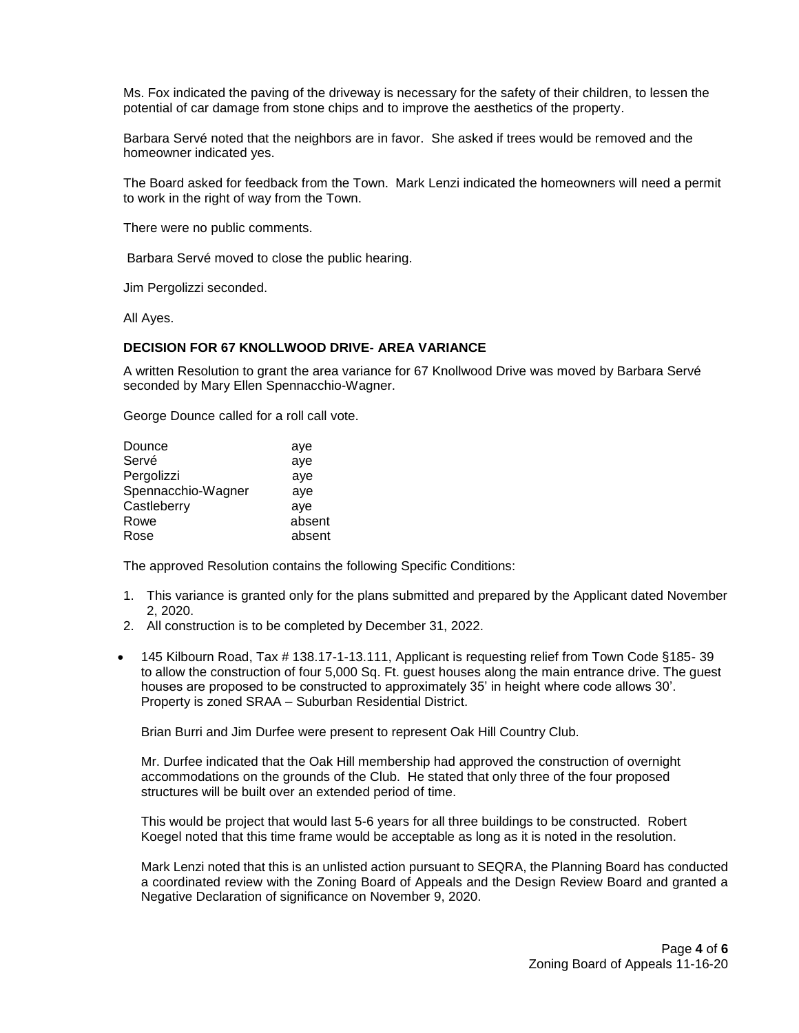Ms. Fox indicated the paving of the driveway is necessary for the safety of their children, to lessen the potential of car damage from stone chips and to improve the aesthetics of the property.

Barbara Servé noted that the neighbors are in favor. She asked if trees would be removed and the homeowner indicated yes.

The Board asked for feedback from the Town. Mark Lenzi indicated the homeowners will need a permit to work in the right of way from the Town.

There were no public comments.

Barbara Servé moved to close the public hearing.

Jim Pergolizzi seconded.

All Ayes.

**DECISION FOR 67 KNOLLWOOD DRIVE- AREA VARIANCE**

A written Resolution to grant the area variance for 67 Knollwood Drive was moved by Barbara Servé seconded by Mary Ellen Spennacchio-Wagner.

George Dounce called for a roll call vote.

| | |
|---|---|
| Dounce | aye |
| Servé | aye |
| Pergolizzi | aye |
| Spennacchio-Wagner | aye |
| Castleberry | aye |
| Rowe | absent |
| Rose | absent |

The approved Resolution contains the following Specific Conditions:

1. This variance is granted only for the plans submitted and prepared by the Applicant dated November 2, 2020.
2. All construction is to be completed by December 31, 2022.

- 145 Kilbourn Road, Tax # 138.17-1-13.111, Applicant is requesting relief from Town Code §185- 39 to allow the construction of four 5,000 Sq. Ft. guest houses along the main entrance drive. The guest houses are proposed to be constructed to approximately 35' in height where code allows 30'. Property is zoned SRAA – Suburban Residential District.

  Brian Burri and Jim Durfee were present to represent Oak Hill Country Club.

  Mr. Durfee indicated that the Oak Hill membership had approved the construction of overnight accommodations on the grounds of the Club. He stated that only three of the four proposed structures will be built over an extended period of time.

  This would be project that would last 5-6 years for all three buildings to be constructed. Robert Koegel noted that this time frame would be acceptable as long as it is noted in the resolution.

  Mark Lenzi noted that this is an unlisted action pursuant to SEQRA, the Planning Board has conducted a coordinated review with the Zoning Board of Appeals and the Design Review Board and granted a Negative Declaration of significance on November 9, 2020.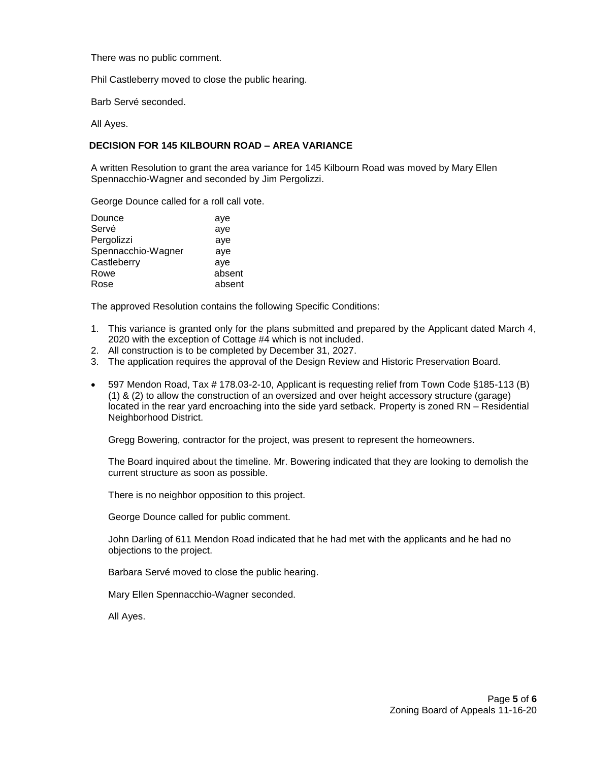There was no public comment.

Phil Castleberry moved to close the public hearing.

Barb Servé seconded.

All Ayes.

**DECISION FOR 145 KILBOURN ROAD – AREA VARIANCE**

A written Resolution to grant the area variance for 145 Kilbourn Road was moved by Mary Ellen Spennacchio-Wagner and seconded by Jim Pergolizzi.

George Dounce called for a roll call vote.

| | |
|---|---|
| Dounce | aye |
| Servé | aye |
| Pergolizzi | aye |
| Spennacchio-Wagner | aye |
| Castleberry | aye |
| Rowe | absent |
| Rose | absent |

The approved Resolution contains the following Specific Conditions:

1. This variance is granted only for the plans submitted and prepared by the Applicant dated March 4, 2020 with the exception of Cottage #4 which is not included.
2. All construction is to be completed by December 31, 2027.
3. The application requires the approval of the Design Review and Historic Preservation Board.

- 597 Mendon Road, Tax # 178.03-2-10, Applicant is requesting relief from Town Code §185-113 (B) (1) & (2) to allow the construction of an oversized and over height accessory structure (garage) located in the rear yard encroaching into the side yard setback. Property is zoned RN – Residential Neighborhood District.

  Gregg Bowering, contractor for the project, was present to represent the homeowners.

  The Board inquired about the timeline. Mr. Bowering indicated that they are looking to demolish the current structure as soon as possible.

  There is no neighbor opposition to this project.

  George Dounce called for public comment.

  John Darling of 611 Mendon Road indicated that he had met with the applicants and he had no objections to the project.

  Barbara Servé moved to close the public hearing.

  Mary Ellen Spennacchio-Wagner seconded.

  All Ayes.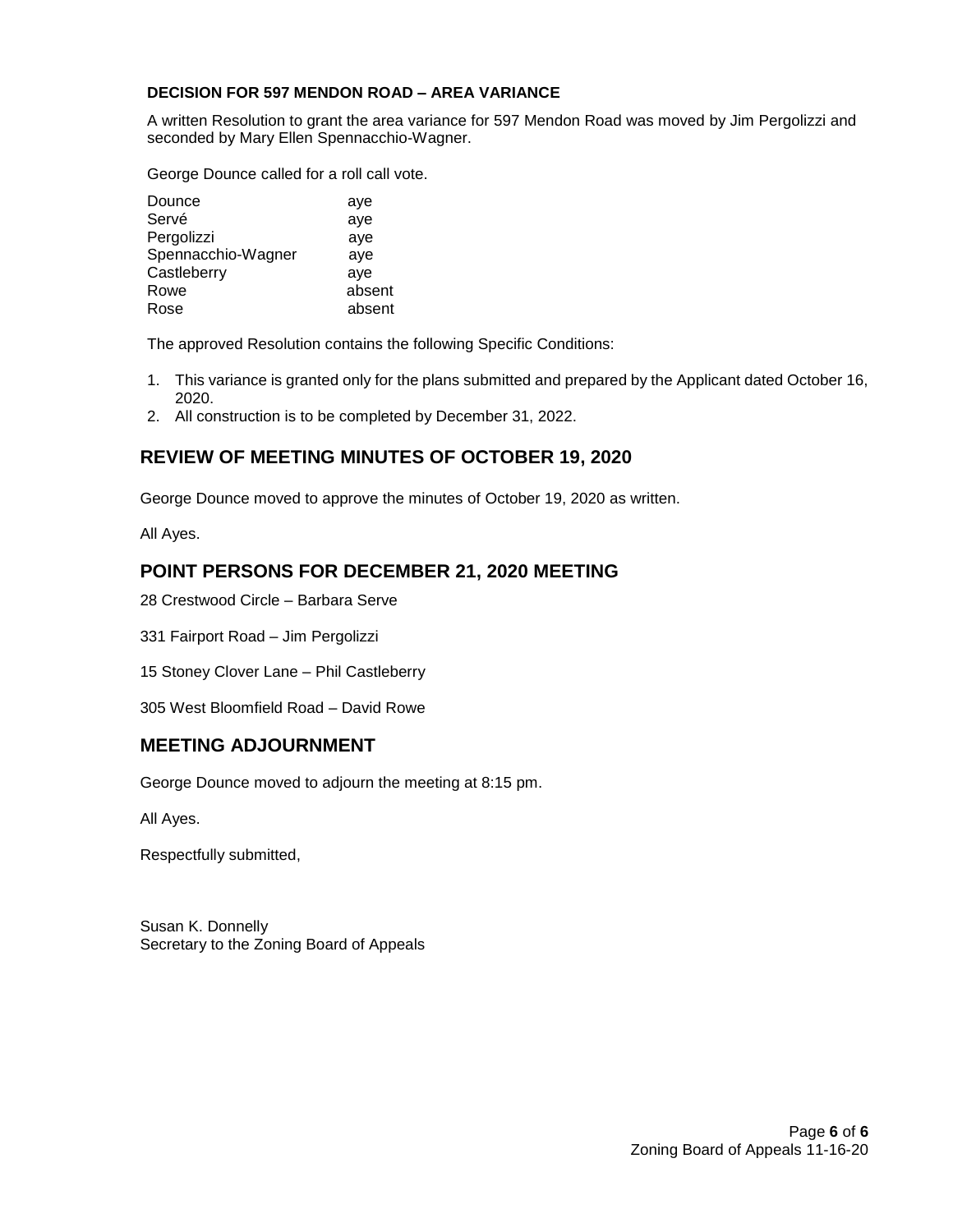### DECISION FOR 597 MENDON ROAD – AREA VARIANCE

A written Resolution to grant the area variance for 597 Mendon Road was moved by Jim Pergolizzi and seconded by Mary Ellen Spennacchio-Wagner.

George Dounce called for a roll call vote.

| | |
|---|---|
| Dounce | aye |
| Servé | aye |
| Pergolizzi | aye |
| Spennacchio-Wagner | aye |
| Castleberry | aye |
| Rowe | absent |
| Rose | absent |

The approved Resolution contains the following Specific Conditions:

1. This variance is granted only for the plans submitted and prepared by the Applicant dated October 16, 2020.
2. All construction is to be completed by December 31, 2022.

## REVIEW OF MEETING MINUTES OF OCTOBER 19, 2020

George Dounce moved to approve the minutes of October 19, 2020 as written.

All Ayes.

## POINT PERSONS FOR DECEMBER 21, 2020 MEETING

28 Crestwood Circle – Barbara Serve

331 Fairport Road – Jim Pergolizzi

15 Stoney Clover Lane – Phil Castleberry

305 West Bloomfield Road – David Rowe

## MEETING ADJOURNMENT

George Dounce moved to adjourn the meeting at 8:15 pm.

All Ayes.

Respectfully submitted,

Susan K. Donnelly
Secretary to the Zoning Board of Appeals